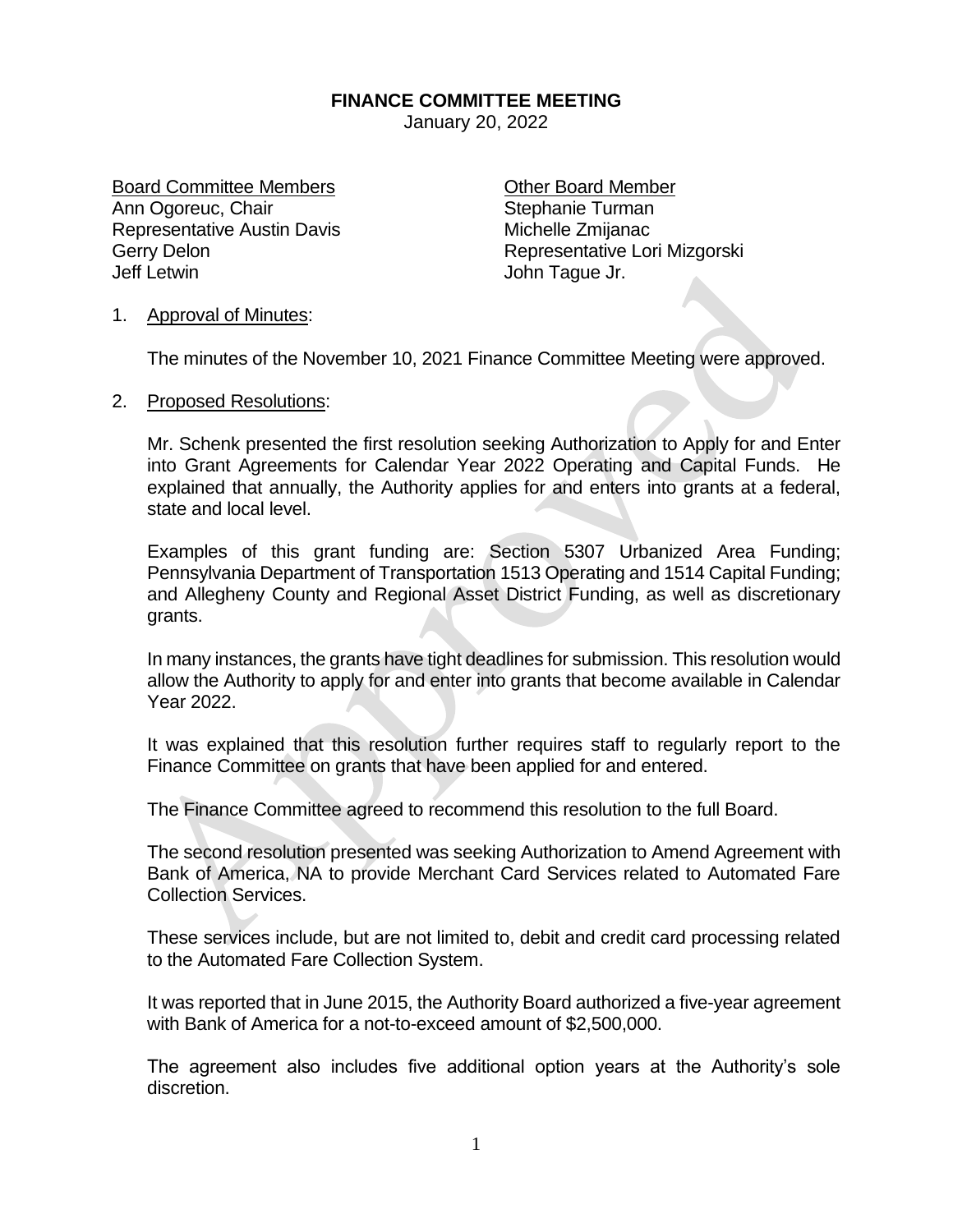# FINANCE COMMITTEE MEETING

January 20, 2022

| Board Committee Members | Other Board Member |
| --- | --- |
| Ann Ogoreuc, Chair | Stephanie Turman |
| Representative Austin Davis | Michelle Zmijanac |
| Gerry Delon | Representative Lori Mizgorski |
| Jeff Letwin | John Tague Jr. |

1. Approval of Minutes:

   The minutes of the November 10, 2021 Finance Committee Meeting were approved.

2. Proposed Resolutions:

   Mr. Schenk presented the first resolution seeking Authorization to Apply for and Enter into Grant Agreements for Calendar Year 2022 Operating and Capital Funds. He explained that annually, the Authority applies for and enters into grants at a federal, state and local level.

   Examples of this grant funding are: Section 5307 Urbanized Area Funding; Pennsylvania Department of Transportation 1513 Operating and 1514 Capital Funding; and Allegheny County and Regional Asset District Funding, as well as discretionary grants.

   In many instances, the grants have tight deadlines for submission. This resolution would allow the Authority to apply for and enter into grants that become available in Calendar Year 2022.

   It was explained that this resolution further requires staff to regularly report to the Finance Committee on grants that have been applied for and entered.

   The Finance Committee agreed to recommend this resolution to the full Board.

   The second resolution presented was seeking Authorization to Amend Agreement with Bank of America, NA to provide Merchant Card Services related to Automated Fare Collection Services.

   These services include, but are not limited to, debit and credit card processing related to the Automated Fare Collection System.

   It was reported that in June 2015, the Authority Board authorized a five-year agreement with Bank of America for a not-to-exceed amount of $2,500,000.

   The agreement also includes five additional option years at the Authority's sole discretion.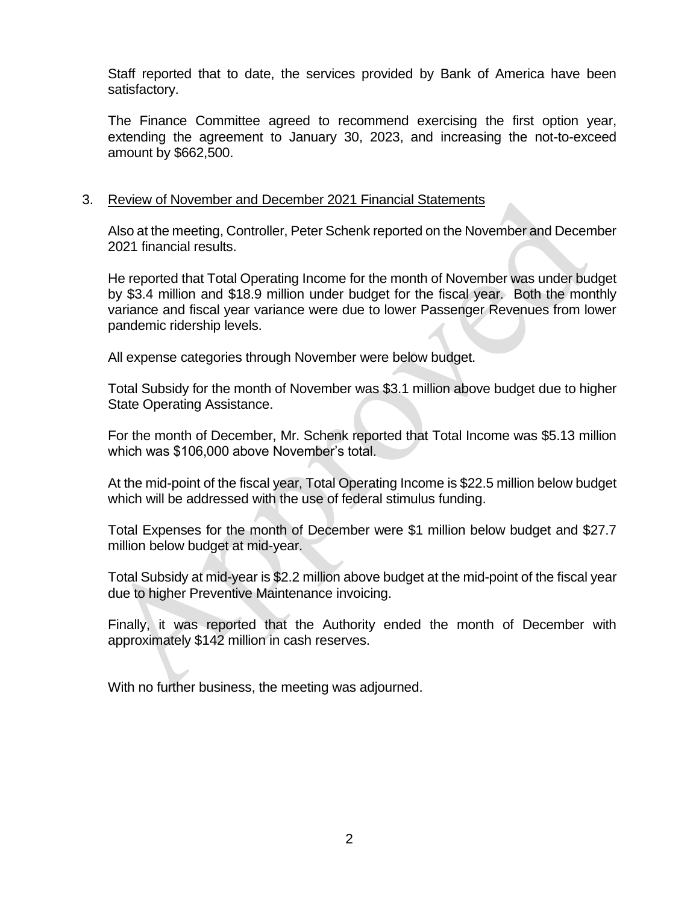Staff reported that to date, the services provided by Bank of America have been satisfactory.

The Finance Committee agreed to recommend exercising the first option year, extending the agreement to January 30, 2023, and increasing the not-to-exceed amount by $662,500.

3. Review of November and December 2021 Financial Statements

   Also at the meeting, Controller, Peter Schenk reported on the November and December 2021 financial results.

   He reported that Total Operating Income for the month of November was under budget by $3.4 million and $18.9 million under budget for the fiscal year. Both the monthly variance and fiscal year variance were due to lower Passenger Revenues from lower pandemic ridership levels.

   All expense categories through November were below budget.

   Total Subsidy for the month of November was $3.1 million above budget due to higher State Operating Assistance.

   For the month of December, Mr. Schenk reported that Total Income was $5.13 million which was $106,000 above November's total.

   At the mid-point of the fiscal year, Total Operating Income is $22.5 million below budget which will be addressed with the use of federal stimulus funding.

   Total Expenses for the month of December were $1 million below budget and $27.7 million below budget at mid-year.

   Total Subsidy at mid-year is $2.2 million above budget at the mid-point of the fiscal year due to higher Preventive Maintenance invoicing.

   Finally, it was reported that the Authority ended the month of December with approximately $142 million in cash reserves.

With no further business, the meeting was adjourned.